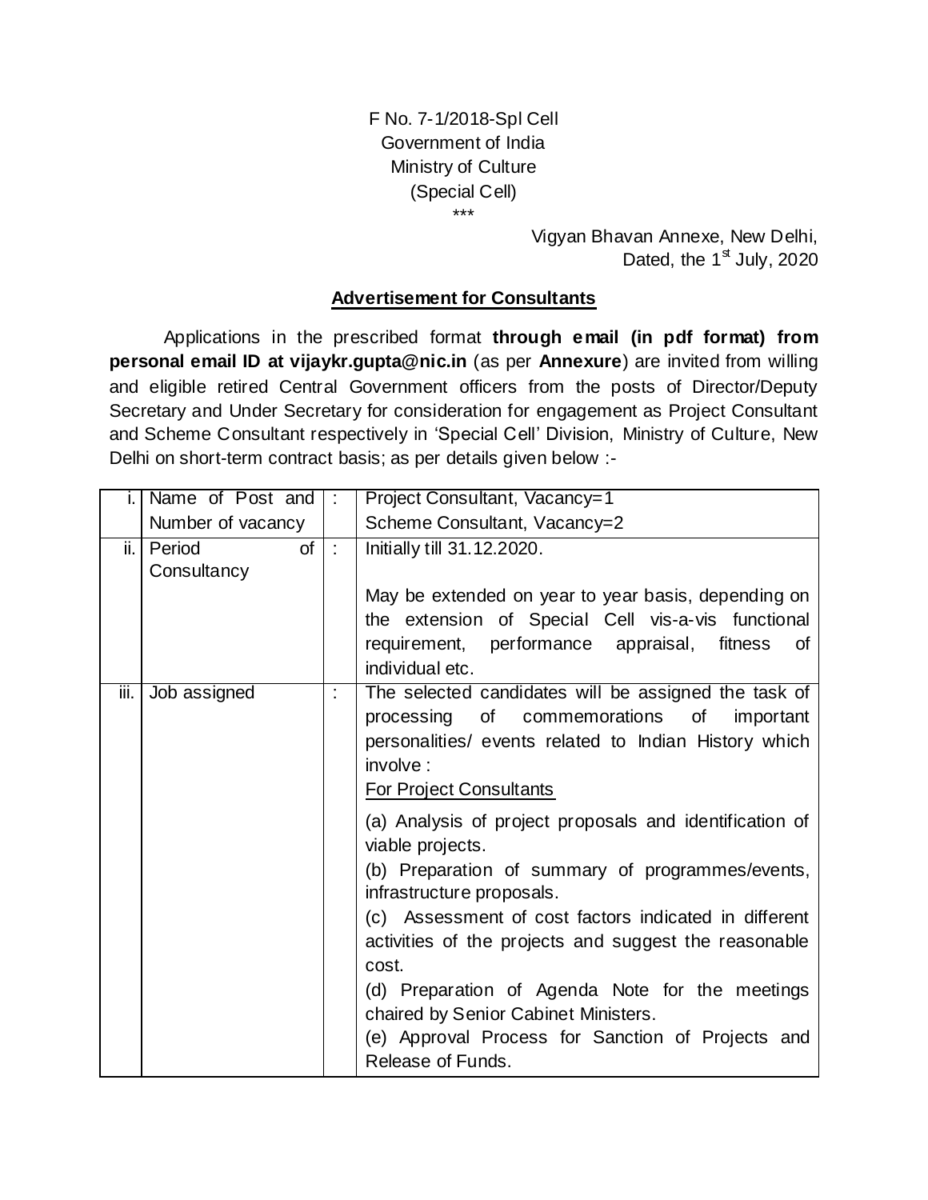F No. 7-1/2018-Spl Cell
Government of India
Ministry of Culture
(Special Cell)
\*\*\*

Vigyan Bhavan Annexe, New Delhi,
Dated, the 1st July, 2020

## Advertisement for Consultants

Applications in the prescribed format **through email (in pdf format) from personal email ID at vijaykr.gupta@nic.in** (as per **Annexure**) are invited from willing and eligible retired Central Government officers from the posts of Director/Deputy Secretary and Under Secretary for consideration for engagement as Project Consultant and Scheme Consultant respectively in 'Special Cell' Division, Ministry of Culture, New Delhi on short-term contract basis; as per details given below :-

| | | | |
|---|---|---|---|
| i. | Name of Post and Number of vacancy | : | Project Consultant, Vacancy=1<br>Scheme Consultant, Vacancy=2 |
| ii. | Period of Consultancy | : | Initially till 31.12.2020.<br><br>May be extended on year to year basis, depending on the extension of Special Cell vis-a-vis functional requirement, performance appraisal, fitness of individual etc. |
| iii. | Job assigned | : | The selected candidates will be assigned the task of processing of commemorations of important personalities/ events related to Indian History which involve :<br>For Project Consultants<br><br>(a) Analysis of project proposals and identification of viable projects.<br>(b) Preparation of summary of programmes/events, infrastructure proposals.<br>(c) Assessment of cost factors indicated in different activities of the projects and suggest the reasonable cost.<br>(d) Preparation of Agenda Note for the meetings chaired by Senior Cabinet Ministers.<br>(e) Approval Process for Sanction of Projects and Release of Funds. |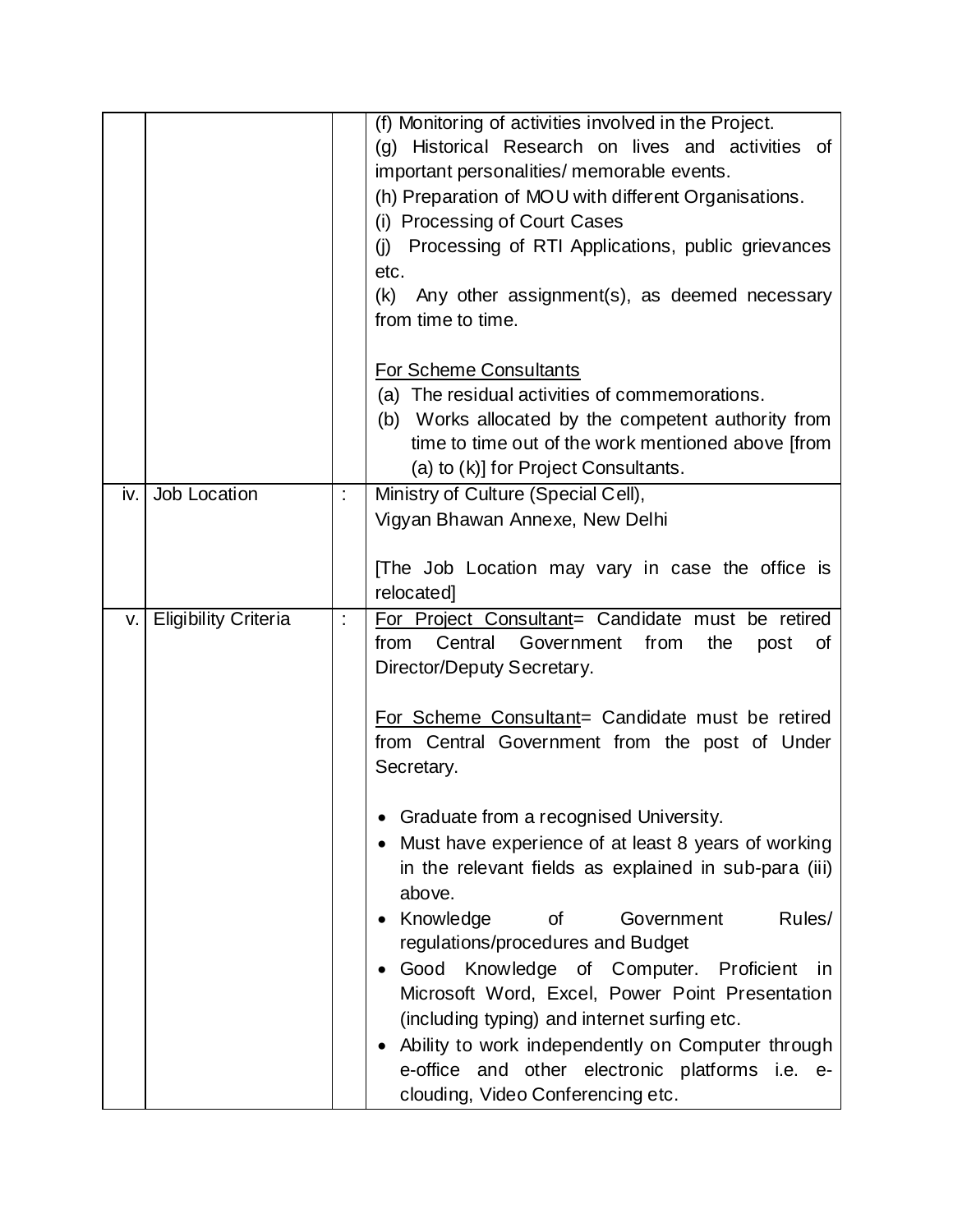| | | | |
|---|---|---|---|
| | | | (f) Monitoring of activities involved in the Project.<br>(g) Historical Research on lives and activities of important personalities/ memorable events.<br>(h) Preparation of MOU with different Organisations.<br>(i) Processing of Court Cases<br>(j) Processing of RTI Applications, public grievances etc.<br>(k) Any other assignment(s), as deemed necessary from time to time.<br><br><u>For Scheme Consultants</u><br>(a) The residual activities of commemorations.<br>(b) Works allocated by the competent authority from time to time out of the work mentioned above [from (a) to (k)] for Project Consultants. |
| iv. | Job Location | : | Ministry of Culture (Special Cell),<br>Vigyan Bhawan Annexe, New Delhi<br><br>[The Job Location may vary in case the office is relocated] |
| v. | Eligibility Criteria | : | <u>For Project Consultant</u>= Candidate must be retired from Central Government from the post of Director/Deputy Secretary.<br><br><u>For Scheme Consultant</u>= Candidate must be retired from Central Government from the post of Under Secretary.<br><br>• Graduate from a recognised University.<br>• Must have experience of at least 8 years of working in the relevant fields as explained in sub-para (iii) above.<br>• Knowledge of Government Rules/ regulations/procedures and Budget<br>• Good Knowledge of Computer. Proficient in Microsoft Word, Excel, Power Point Presentation (including typing) and internet surfing etc.<br>• Ability to work independently on Computer through e-office and other electronic platforms i.e. e-clouding, Video Conferencing etc. |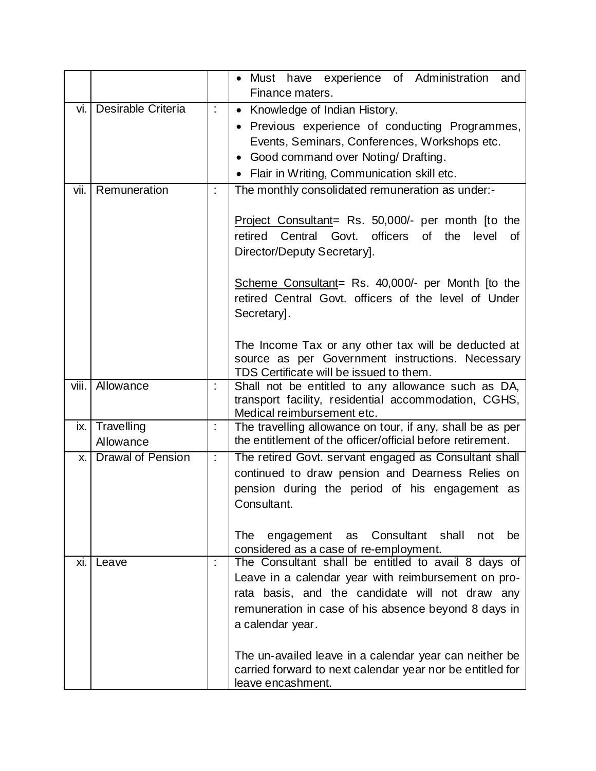| | | | |
|---|---|---|---|
| | | | • Must have experience of Administration and Finance maters. |
| vi. | Desirable Criteria | : | • Knowledge of Indian History.<br>• Previous experience of conducting Programmes, Events, Seminars, Conferences, Workshops etc.<br>• Good command over Noting/ Drafting.<br>• Flair in Writing, Communication skill etc. |
| vii. | Remuneration | : | The monthly consolidated remuneration as under:-<br><br><u>Project Consultant</u>= Rs. 50,000/- per month [to the retired Central Govt. officers of the level of Director/Deputy Secretary].<br><br><u>Scheme Consultant</u>= Rs. 40,000/- per Month [to the retired Central Govt. officers of the level of Under Secretary].<br><br>The Income Tax or any other tax will be deducted at source as per Government instructions. Necessary TDS Certificate will be issued to them. |
| viii. | Allowance | : | Shall not be entitled to any allowance such as DA, transport facility, residential accommodation, CGHS, Medical reimbursement etc. |
| ix. | Travelling Allowance | : | The travelling allowance on tour, if any, shall be as per the entitlement of the officer/official before retirement. |
| x. | Drawal of Pension | : | The retired Govt. servant engaged as Consultant shall continued to draw pension and Dearness Relies on pension during the period of his engagement as Consultant.<br><br>The engagement as Consultant shall not be considered as a case of re-employment. |
| xi. | Leave | : | The Consultant shall be entitled to avail 8 days of Leave in a calendar year with reimbursement on pro-rata basis, and the candidate will not draw any remuneration in case of his absence beyond 8 days in a calendar year.<br><br>The un-availed leave in a calendar year can neither be carried forward to next calendar year nor be entitled for leave encashment. |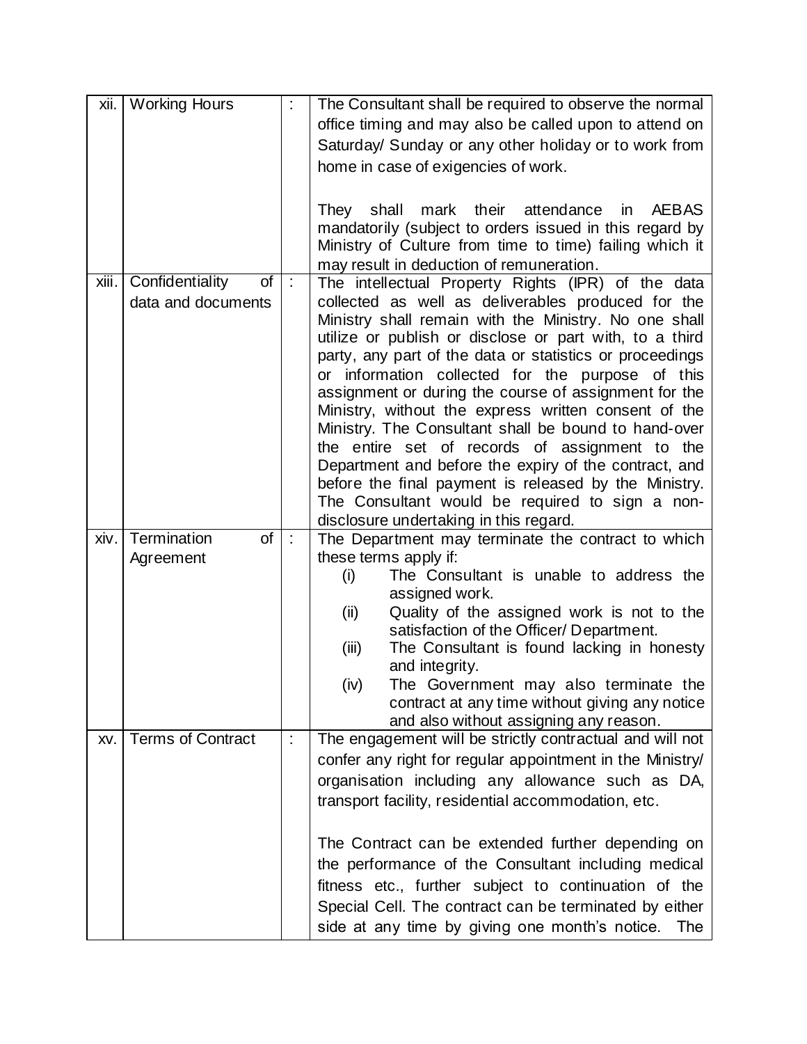| xii. | Working Hours | : | The Consultant shall be required to observe the normal office timing and may also be called upon to attend on Saturday/ Sunday or any other holiday or to work from home in case of exigencies of work.<br><br>They shall mark their attendance in AEBAS mandatorily (subject to orders issued in this regard by Ministry of Culture from time to time) failing which it may result in deduction of remuneration. |
|---|---|---|---|
| xiii. | Confidentiality of data and documents | : | The intellectual Property Rights (IPR) of the data collected as well as deliverables produced for the Ministry shall remain with the Ministry. No one shall utilize or publish or disclose or part with, to a third party, any part of the data or statistics or proceedings or information collected for the purpose of this assignment or during the course of assignment for the Ministry, without the express written consent of the Ministry. The Consultant shall be bound to hand-over the entire set of records of assignment to the Department and before the expiry of the contract, and before the final payment is released by the Ministry. The Consultant would be required to sign a non-disclosure undertaking in this regard. |
| xiv. | Termination of Agreement | : | The Department may terminate the contract to which these terms apply if:<br>(i) The Consultant is unable to address the assigned work.<br>(ii) Quality of the assigned work is not to the satisfaction of the Officer/ Department.<br>(iii) The Consultant is found lacking in honesty and integrity.<br>(iv) The Government may also terminate the contract at any time without giving any notice and also without assigning any reason. |
| xv. | Terms of Contract | : | The engagement will be strictly contractual and will not confer any right for regular appointment in the Ministry/ organisation including any allowance such as DA, transport facility, residential accommodation, etc.<br><br>The Contract can be extended further depending on the performance of the Consultant including medical fitness etc., further subject to continuation of the Special Cell. The contract can be terminated by either side at any time by giving one month's notice. The |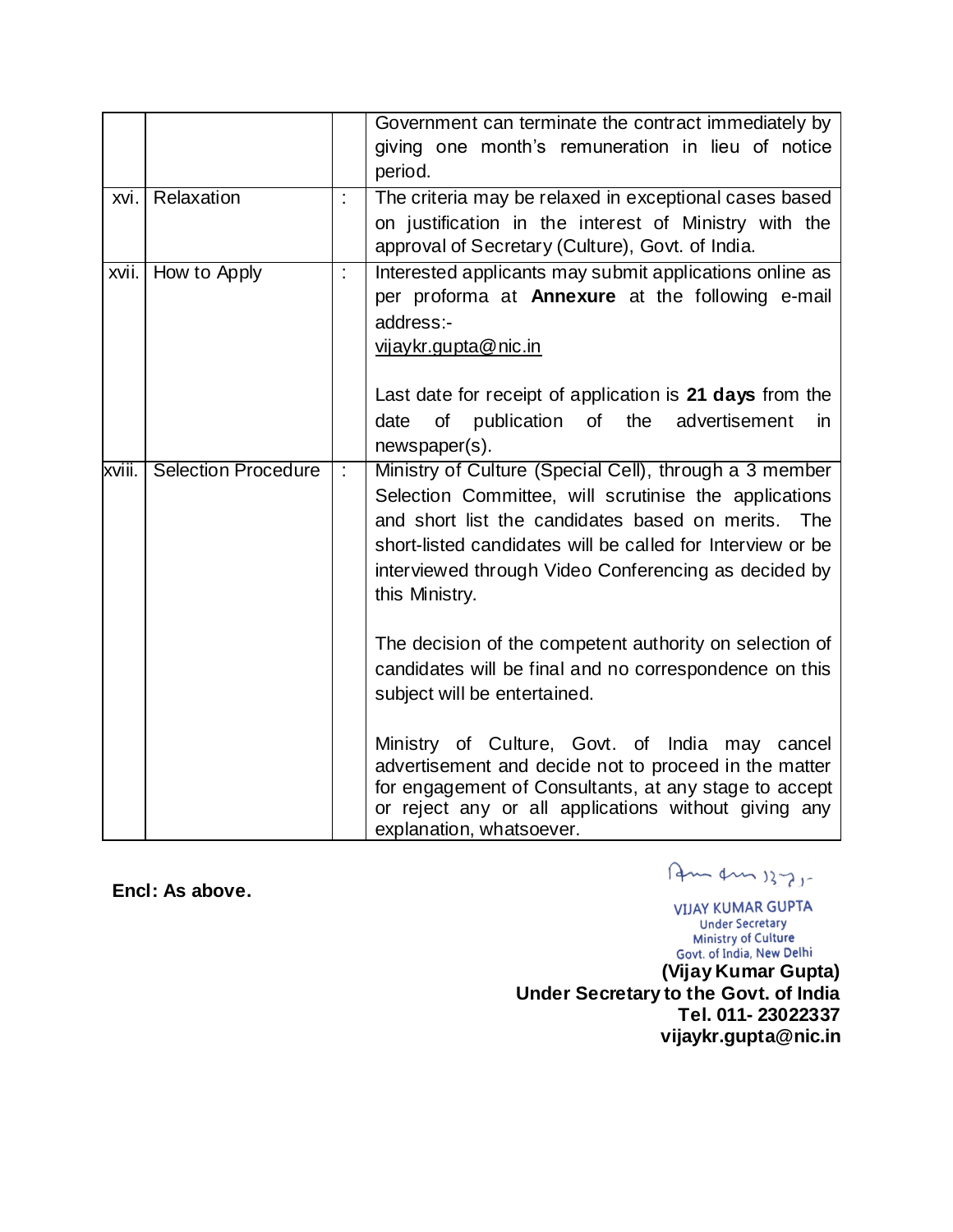| | | | |
|---|---|---|---|
| | | | Government can terminate the contract immediately by giving one month's remuneration in lieu of notice period. |
| xvi. | Relaxation | : | The criteria may be relaxed in exceptional cases based on justification in the interest of Ministry with the approval of Secretary (Culture), Govt. of India. |
| xvii. | How to Apply | : | Interested applicants may submit applications online as per proforma at **Annexure** at the following e-mail address:- vijaykr.gupta@nic.in<br><br>Last date for receipt of application is **21 days** from the date of publication of the advertisement in newspaper(s). |
| xviii. | Selection Procedure | : | Ministry of Culture (Special Cell), through a 3 member Selection Committee, will scrutinise the applications and short list the candidates based on merits. The short-listed candidates will be called for Interview or be interviewed through Video Conferencing as decided by this Ministry.<br><br>The decision of the competent authority on selection of candidates will be final and no correspondence on this subject will be entertained.<br><br>Ministry of Culture, Govt. of India may cancel advertisement and decide not to proceed in the matter for engagement of Consultants, at any stage to accept or reject any or all applications without giving any explanation, whatsoever. |

**Encl: As above.**

VIJAY KUMAR GUPTA
Under Secretary
Ministry of Culture
Govt. of India, New Delhi

**(Vijay Kumar Gupta)**
**Under Secretary to the Govt. of India**
**Tel. 011- 23022337**
**vijaykr.gupta@nic.in**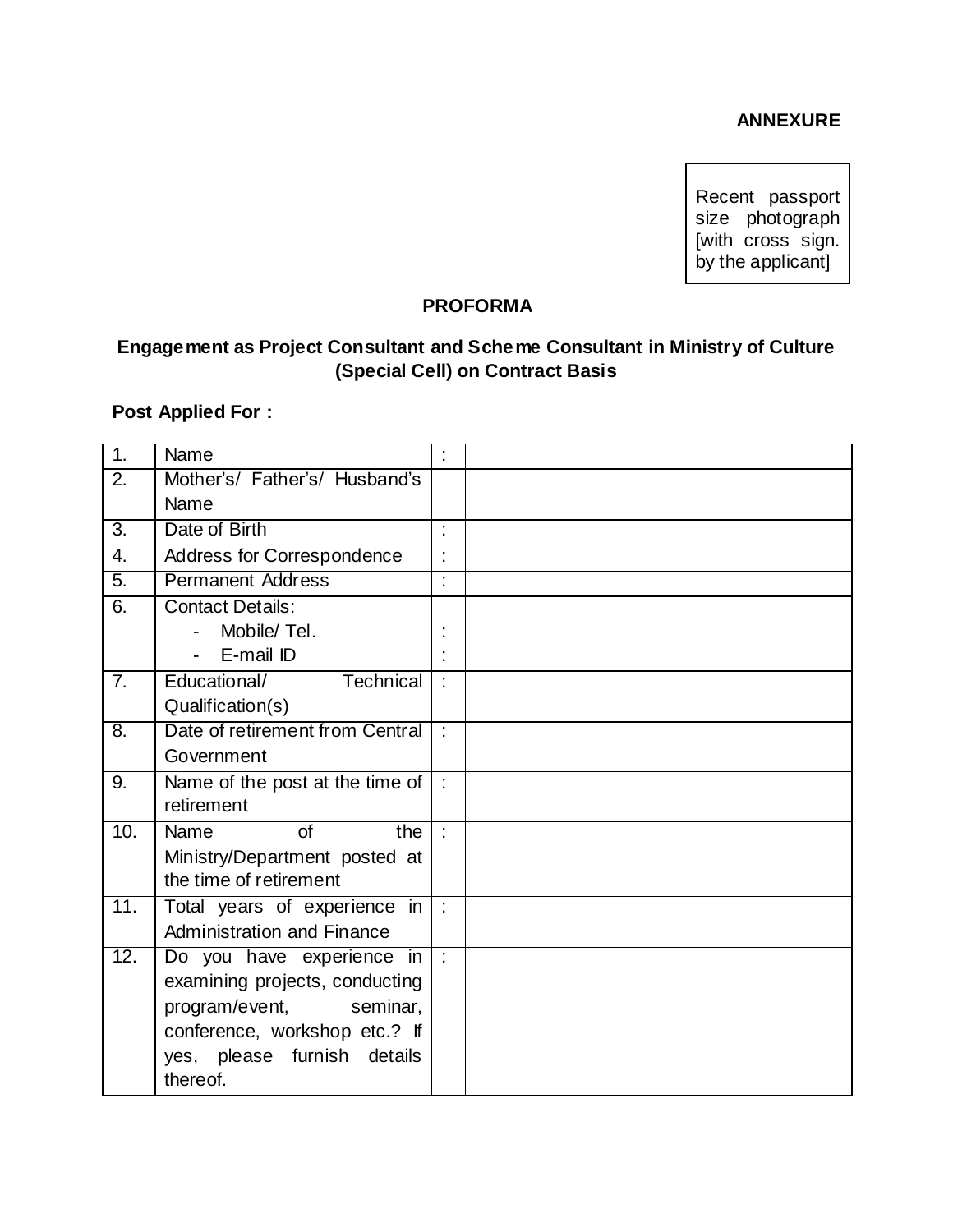**ANNEXURE**

Recent passport size photograph [with cross sign. by the applicant]

## PROFORMA

### Engagement as Project Consultant and Scheme Consultant in Ministry of Culture (Special Cell) on Contract Basis

**Post Applied For :**

| | | | |
|---|---|---|---|
| 1. | Name | : | |
| 2. | Mother's/ Father's/ Husband's Name | | |
| 3. | Date of Birth | : | |
| 4. | Address for Correspondence | : | |
| 5. | Permanent Address | : | |
| 6. | Contact Details:<br>- Mobile/ Tel.<br>- E-mail ID | <br>:<br>: | |
| 7. | Educational/ Technical Qualification(s) | : | |
| 8. | Date of retirement from Central Government | : | |
| 9. | Name of the post at the time of retirement | : | |
| 10. | Name of the Ministry/Department posted at the time of retirement | : | |
| 11. | Total years of experience in Administration and Finance | : | |
| 12. | Do you have experience in examining projects, conducting program/event, seminar, conference, workshop etc.? If yes, please furnish details thereof. | : | |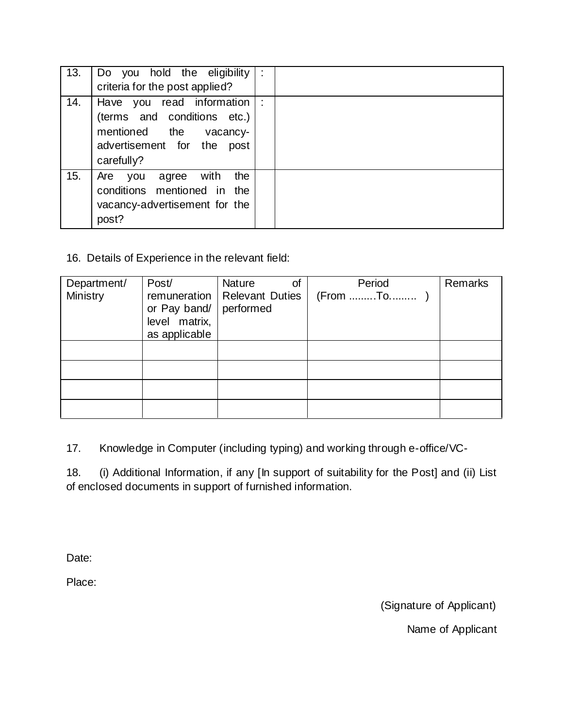| | | | |
|---|---|---|---|
| 13. | Do you hold the eligibility criteria for the post applied? | : | |
| 14. | Have you read information (terms and conditions etc.) mentioned the vacancy-advertisement for the post carefully? | : | |
| 15. | Are you agree with the conditions mentioned in the vacancy-advertisement for the post? | | |

16. Details of Experience in the relevant field:

| Department/ Ministry | Post/ remuneration or Pay band/ level matrix, as applicable | Nature of Relevant Duties performed | Period (From .........To......... ) | Remarks |
|---|---|---|---|---|
| | | | | |
| | | | | |
| | | | | |
| | | | | |

17. Knowledge in Computer (including typing) and working through e-office/VC-

18. (i) Additional Information, if any [In support of suitability for the Post] and (ii) List of enclosed documents in support of furnished information.

Date:

Place:

(Signature of Applicant)

Name of Applicant